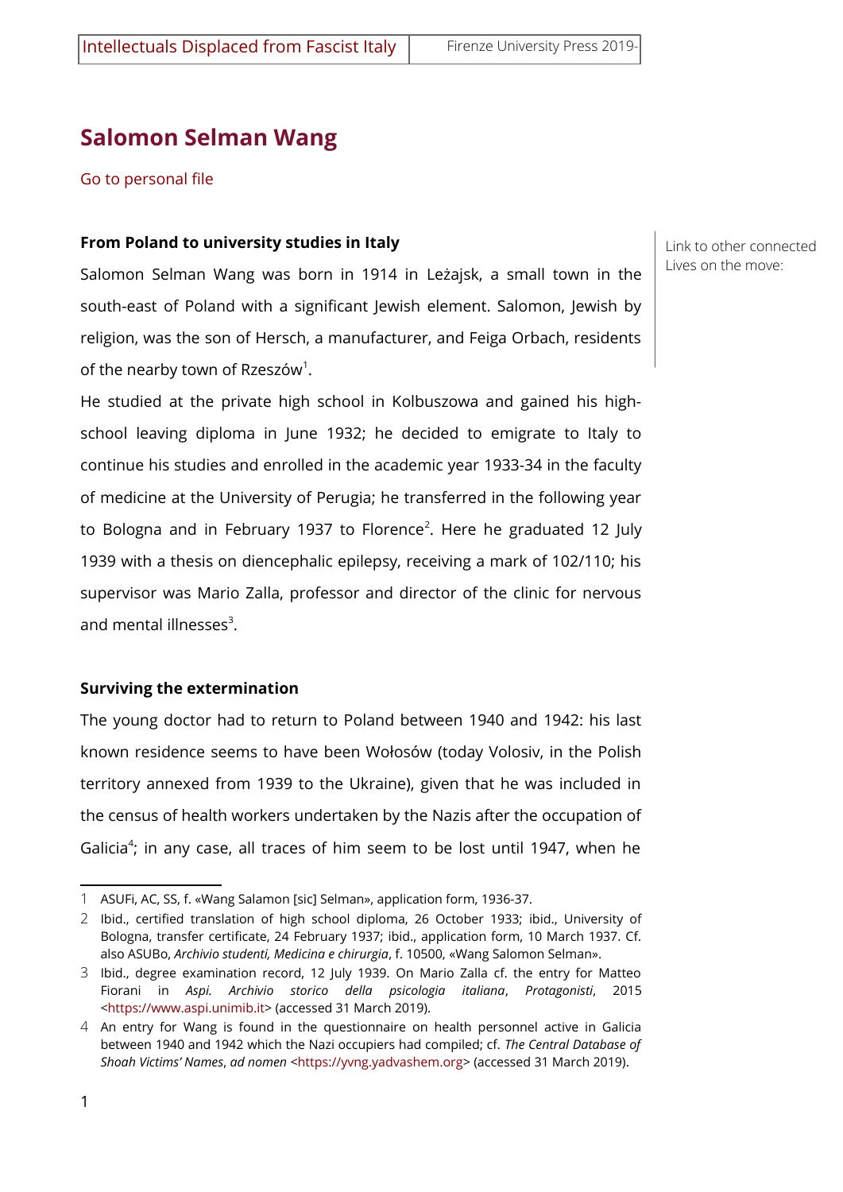# Salomon Selman Wang

Go to personal file

Link to other connected Lives on the move:

## From Poland to university studies in Italy

Salomon Selman Wang was born in 1914 in Leżajsk, a small town in the south-east of Poland with a significant Jewish element. Salomon, Jewish by religion, was the son of Hersch, a manufacturer, and Feiga Orbach, residents of the nearby town of Rzeszów[1].

He studied at the private high school in Kolbuszowa and gained his high-school leaving diploma in June 1932; he decided to emigrate to Italy to continue his studies and enrolled in the academic year 1933-34 in the faculty of medicine at the University of Perugia; he transferred in the following year to Bologna and in February 1937 to Florence[2]. Here he graduated 12 July 1939 with a thesis on diencephalic epilepsy, receiving a mark of 102/110; his supervisor was Mario Zalla, professor and director of the clinic for nervous and mental illnesses[3].

## Surviving the extermination

The young doctor had to return to Poland between 1940 and 1942: his last known residence seems to have been Wołosów (today Volosiv, in the Polish territory annexed from 1939 to the Ukraine), given that he was included in the census of health workers undertaken by the Nazis after the occupation of Galicia[4]; in any case, all traces of him seem to be lost until 1947, when he

---

1 ASUFi, AC, SS, f. «Wang Salamon [sic] Selman», application form, 1936-37.

2 Ibid., certified translation of high school diploma, 26 October 1933; ibid., University of Bologna, transfer certificate, 24 February 1937; ibid., application form, 10 March 1937. Cf. also ASUBo, *Archivio studenti, Medicina e chirurgia*, f. 10500, «Wang Salomon Selman».

3 Ibid., degree examination record, 12 July 1939. On Mario Zalla cf. the entry for Matteo Fiorani in *Aspi. Archivio storico della psicologia italiana*, *Protagonisti*, 2015 <https://www.aspi.unimib.it> (accessed 31 March 2019).

4 An entry for Wang is found in the questionnaire on health personnel active in Galicia between 1940 and 1942 which the Nazi occupiers had compiled; cf. *The Central Database of Shoah Victims' Names*, *ad nomen* <https://yvng.yadvashem.org> (accessed 31 March 2019).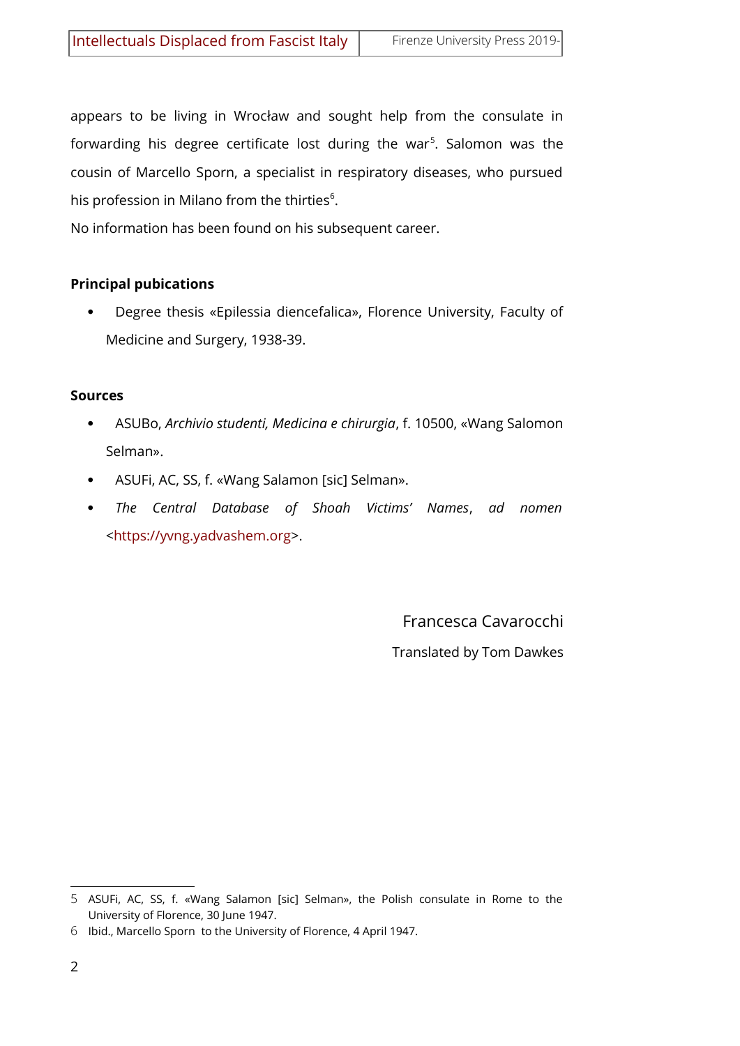appears to be living in Wrocław and sought help from the consulate in forwarding his degree certificate lost during the war[5]. Salomon was the cousin of Marcello Sporn, a specialist in respiratory diseases, who pursued his profession in Milano from the thirties[6].

No information has been found on his subsequent career.

**Principal pubications**

- Degree thesis «Epilessia diencefalica», Florence University, Faculty of Medicine and Surgery, 1938-39.

**Sources**

- ASUBo, *Archivio studenti, Medicina e chirurgia*, f. 10500, «Wang Salomon Selman».
- ASUFi, AC, SS, f. «Wang Salamon [sic] Selman».
- *The Central Database of Shoah Victims' Names*, *ad nomen* <https://yvng.yadvashem.org>.

Francesca Cavarocchi

Translated by Tom Dawkes

---

5 ASUFi, AC, SS, f. «Wang Salamon [sic] Selman», the Polish consulate in Rome to the University of Florence, 30 June 1947.

6 Ibid., Marcello Sporn to the University of Florence, 4 April 1947.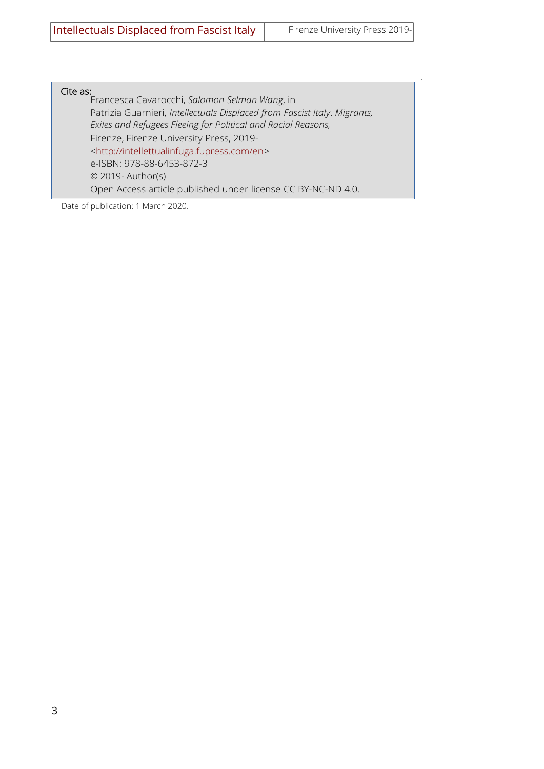Cite as:

Francesca Cavarocchi, *Salomon Selman Wang*, in
Patrizia Guarnieri, *Intellectuals Displaced from Fascist Italy. Migrants, Exiles and Refugees Fleeing for Political and Racial Reasons,*
Firenze, Firenze University Press, 2019-
<http://intellettualinfuga.fupress.com/en>
e-ISBN: 978-88-6453-872-3
© 2019- Author(s)
Open Access article published under license CC BY-NC-ND 4.0.

Date of publication: 1 March 2020.